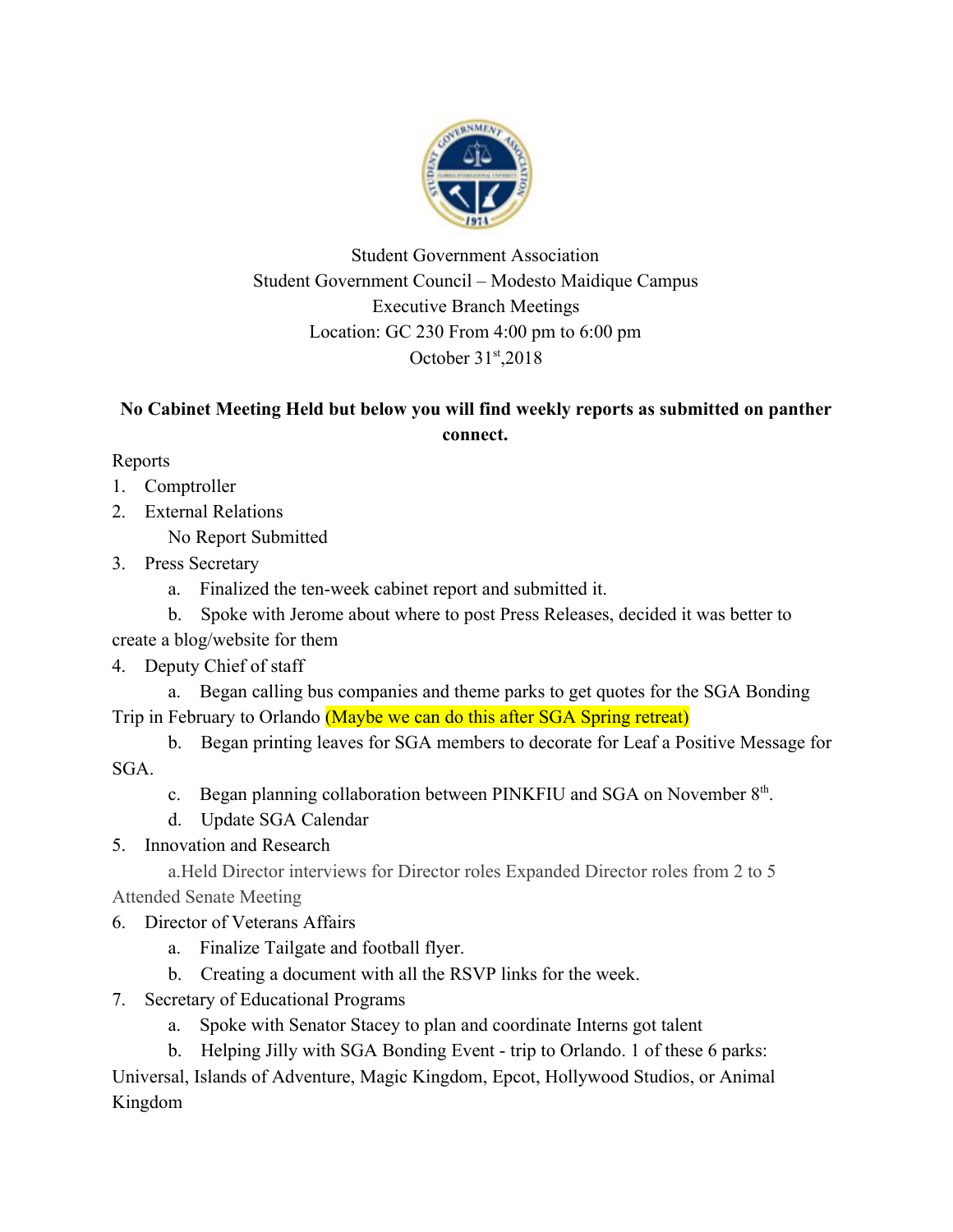Student Government Association
Student Government Council – Modesto Maidique Campus
Executive Branch Meetings
Location: GC 230 From 4:00 pm to 6:00 pm
October 31st, 2018

**No Cabinet Meeting Held but below you will find weekly reports as submitted on panther connect.**

Reports

1. Comptroller
2. External Relations

   No Report Submitted

3. Press Secretary
   a. Finalized the ten-week cabinet report and submitted it.
   b. Spoke with Jerome about where to post Press Releases, decided it was better to create a blog/website for them
4. Deputy Chief of staff
   a. Began calling bus companies and theme parks to get quotes for the SGA Bonding Trip in February to Orlando (Maybe we can do this after SGA Spring retreat)
   b. Began printing leaves for SGA members to decorate for Leaf a Positive Message for SGA.
   c. Began planning collaboration between PINKFIU and SGA on November 8th.
   d. Update SGA Calendar
5. Innovation and Research

   a.Held Director interviews for Director roles Expanded Director roles from 2 to 5 Attended Senate Meeting

6. Director of Veterans Affairs
   a. Finalize Tailgate and football flyer.
   b. Creating a document with all the RSVP links for the week.
7. Secretary of Educational Programs
   a. Spoke with Senator Stacey to plan and coordinate Interns got talent
   b. Helping Jilly with SGA Bonding Event - trip to Orlando. 1 of these 6 parks: Universal, Islands of Adventure, Magic Kingdom, Epcot, Hollywood Studios, or Animal Kingdom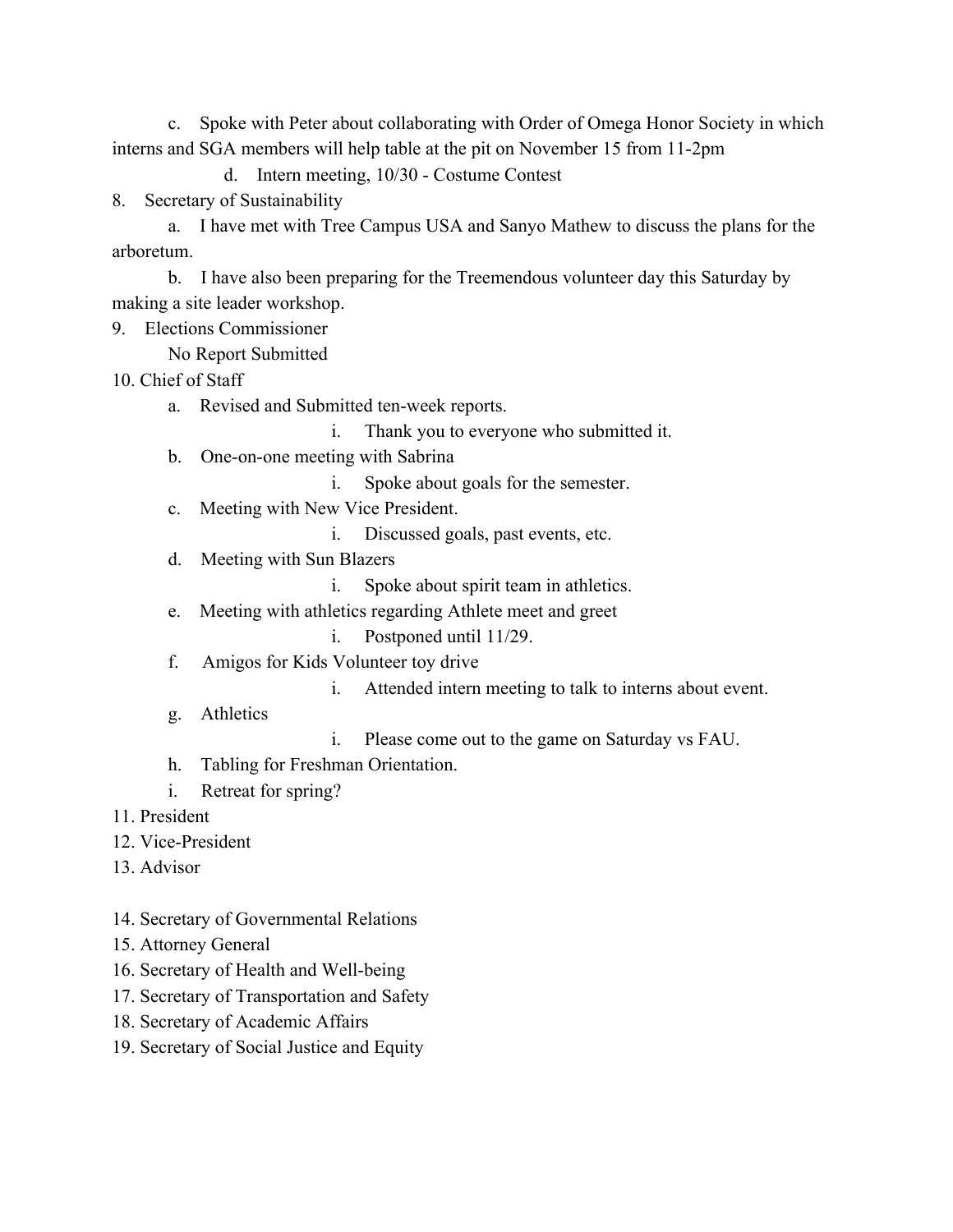c. Spoke with Peter about collaborating with Order of Omega Honor Society in which interns and SGA members will help table at the pit on November 15 from 11-2pm
   d. Intern meeting, 10/30 - Costume Contest

8. Secretary of Sustainability
   a. I have met with Tree Campus USA and Sanyo Mathew to discuss the plans for the arboretum.
   b. I have also been preparing for the Treemendous volunteer day this Saturday by making a site leader workshop.

9. Elections Commissioner

   No Report Submitted

10. Chief of Staff
    a. Revised and Submitted ten-week reports.
       i. Thank you to everyone who submitted it.
    b. One-on-one meeting with Sabrina
       i. Spoke about goals for the semester.
    c. Meeting with New Vice President.
       i. Discussed goals, past events, etc.
    d. Meeting with Sun Blazers
       i. Spoke about spirit team in athletics.
    e. Meeting with athletics regarding Athlete meet and greet
       i. Postponed until 11/29.
    f. Amigos for Kids Volunteer toy drive
       i. Attended intern meeting to talk to interns about event.
    g. Athletics
       i. Please come out to the game on Saturday vs FAU.
    h. Tabling for Freshman Orientation.
    i. Retreat for spring?

11. President
12. Vice-President
13. Advisor

14. Secretary of Governmental Relations
15. Attorney General
16. Secretary of Health and Well-being
17. Secretary of Transportation and Safety
18. Secretary of Academic Affairs
19. Secretary of Social Justice and Equity